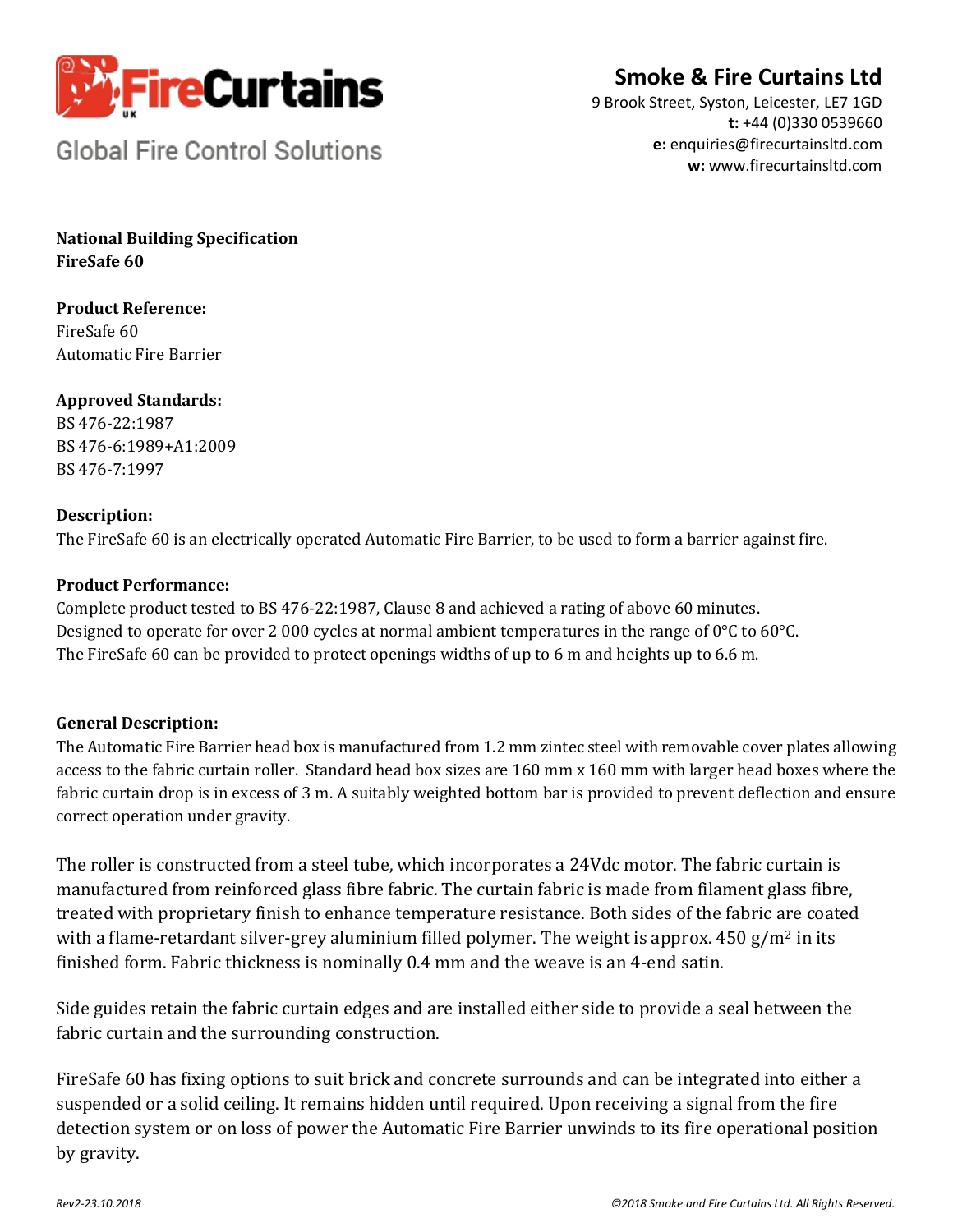FireCurtains UK

Global Fire Control Solutions

**Smoke & Fire Curtains Ltd**
9 Brook Street, Syston, Leicester, LE7 1GD
**t:** +44 (0)330 0539660
**e:** enquiries@firecurtainsltd.com
**w:** www.firecurtainsltd.com

**National Building Specification**
**FireSafe 60**

**Product Reference:**
FireSafe 60
Automatic Fire Barrier

**Approved Standards:**
BS 476-22:1987
BS 476-6:1989+A1:2009
BS 476-7:1997

**Description:**
The FireSafe 60 is an electrically operated Automatic Fire Barrier, to be used to form a barrier against fire.

**Product Performance:**
Complete product tested to BS 476-22:1987, Clause 8 and achieved a rating of above 60 minutes.
Designed to operate for over 2 000 cycles at normal ambient temperatures in the range of 0°C to 60°C.
The FireSafe 60 can be provided to protect openings widths of up to 6 m and heights up to 6.6 m.

**General Description:**
The Automatic Fire Barrier head box is manufactured from 1.2 mm zintec steel with removable cover plates allowing access to the fabric curtain roller. Standard head box sizes are 160 mm x 160 mm with larger head boxes where the fabric curtain drop is in excess of 3 m. A suitably weighted bottom bar is provided to prevent deflection and ensure correct operation under gravity.

The roller is constructed from a steel tube, which incorporates a 24Vdc motor. The fabric curtain is manufactured from reinforced glass fibre fabric. The curtain fabric is made from filament glass fibre, treated with proprietary finish to enhance temperature resistance. Both sides of the fabric are coated with a flame-retardant silver-grey aluminium filled polymer. The weight is approx. 450 g/m$^2$ in its finished form. Fabric thickness is nominally 0.4 mm and the weave is an 4-end satin.

Side guides retain the fabric curtain edges and are installed either side to provide a seal between the fabric curtain and the surrounding construction.

FireSafe 60 has fixing options to suit brick and concrete surrounds and can be integrated into either a suspended or a solid ceiling. It remains hidden until required. Upon receiving a signal from the fire detection system or on loss of power the Automatic Fire Barrier unwinds to its fire operational position by gravity.

*Rev2-23.10.2018*

*©2018 Smoke and Fire Curtains Ltd. All Rights Reserved.*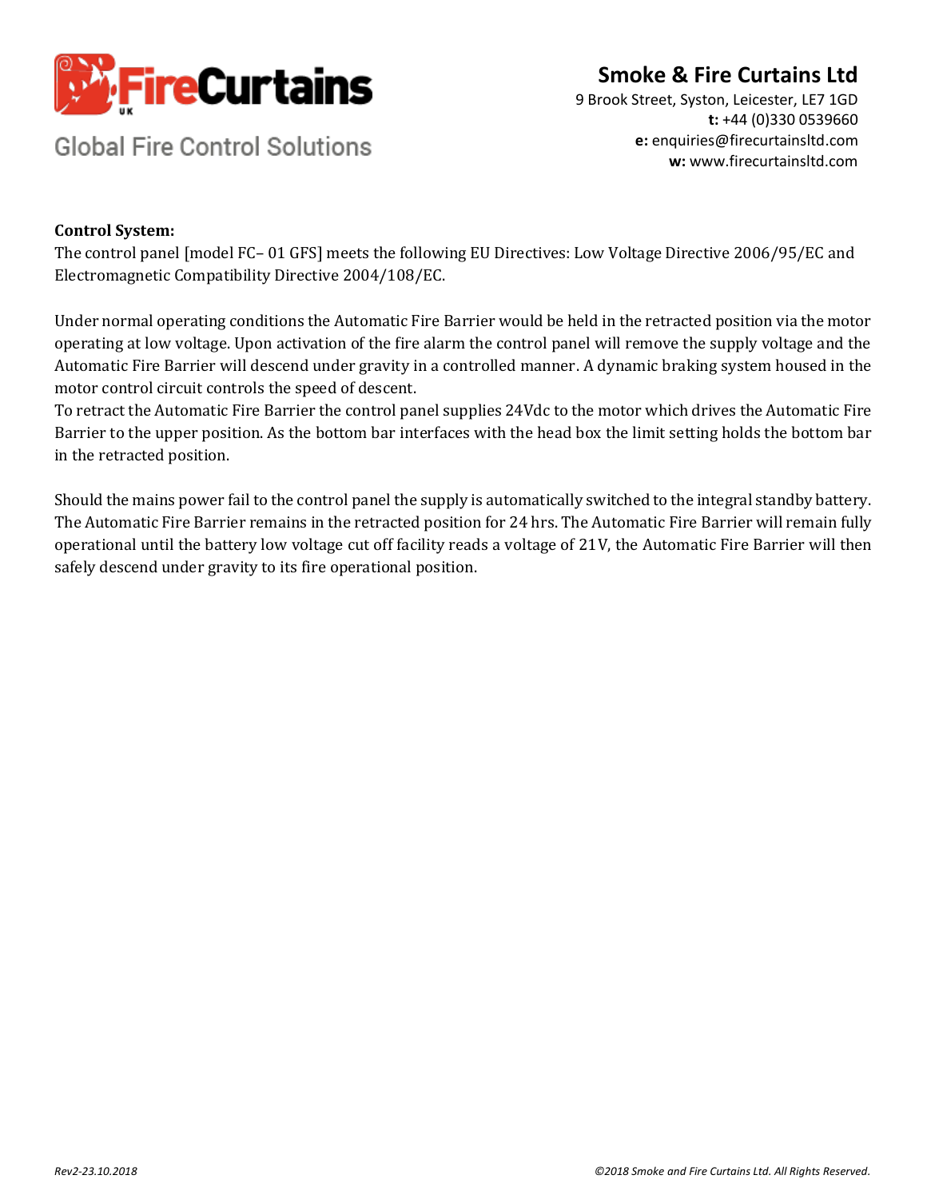**Control System:**
The control panel [model FC– 01 GFS] meets the following EU Directives: Low Voltage Directive 2006/95/EC and Electromagnetic Compatibility Directive 2004/108/EC.

Under normal operating conditions the Automatic Fire Barrier would be held in the retracted position via the motor operating at low voltage. Upon activation of the fire alarm the control panel will remove the supply voltage and the Automatic Fire Barrier will descend under gravity in a controlled manner. A dynamic braking system housed in the motor control circuit controls the speed of descent.
To retract the Automatic Fire Barrier the control panel supplies 24Vdc to the motor which drives the Automatic Fire Barrier to the upper position. As the bottom bar interfaces with the head box the limit setting holds the bottom bar in the retracted position.

Should the mains power fail to the control panel the supply is automatically switched to the integral standby battery. The Automatic Fire Barrier remains in the retracted position for 24 hrs. The Automatic Fire Barrier will remain fully operational until the battery low voltage cut off facility reads a voltage of 21V, the Automatic Fire Barrier will then safely descend under gravity to its fire operational position.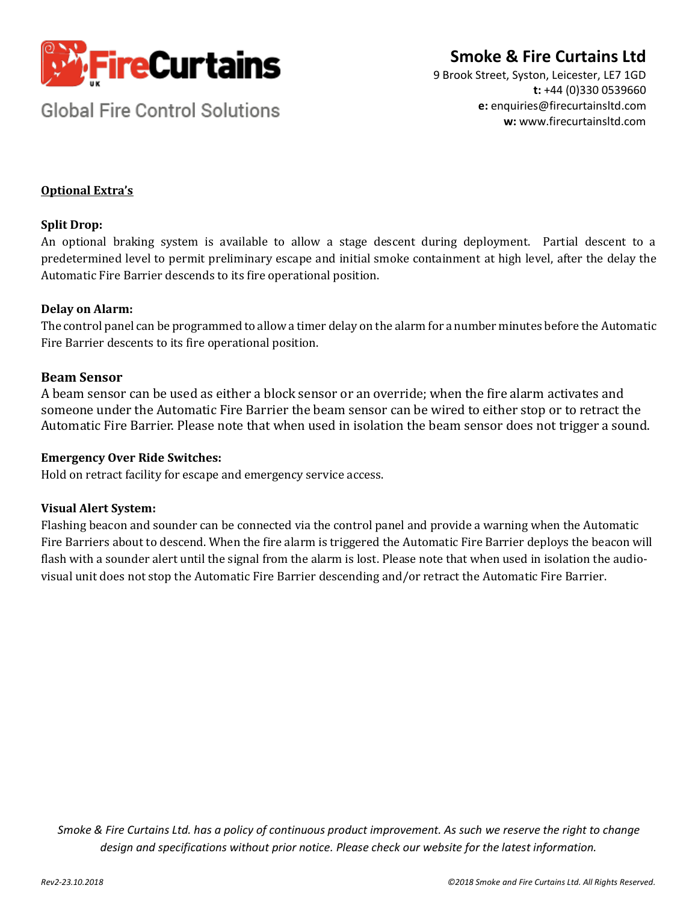**Smoke & Fire Curtains Ltd**
9 Brook Street, Syston, Leicester, LE7 1GD
**t:** +44 (0)330 0539660
**e:** enquiries@firecurtainsltd.com
**w:** www.firecurtainsltd.com

Global Fire Control Solutions

## Optional Extra's

### Split Drop:

An optional braking system is available to allow a stage descent during deployment. Partial descent to a predetermined level to permit preliminary escape and initial smoke containment at high level, after the delay the Automatic Fire Barrier descends to its fire operational position.

### Delay on Alarm:

The control panel can be programmed to allow a timer delay on the alarm for a number minutes before the Automatic Fire Barrier descends to its fire operational position.

### Beam Sensor

A beam sensor can be used as either a block sensor or an override; when the fire alarm activates and someone under the Automatic Fire Barrier the beam sensor can be wired to either stop or to retract the Automatic Fire Barrier. Please note that when used in isolation the beam sensor does not trigger a sound.

### Emergency Over Ride Switches:

Hold on retract facility for escape and emergency service access.

### Visual Alert System:

Flashing beacon and sounder can be connected via the control panel and provide a warning when the Automatic Fire Barriers about to descend. When the fire alarm is triggered the Automatic Fire Barrier deploys the beacon will flash with a sounder alert until the signal from the alarm is lost. Please note that when used in isolation the audio-visual unit does not stop the Automatic Fire Barrier descending and/or retract the Automatic Fire Barrier.

*Smoke & Fire Curtains Ltd. has a policy of continuous product improvement. As such we reserve the right to change design and specifications without prior notice. Please check our website for the latest information.*

*Rev2-23.10.2018*

*©2018 Smoke and Fire Curtains Ltd. All Rights Reserved.*